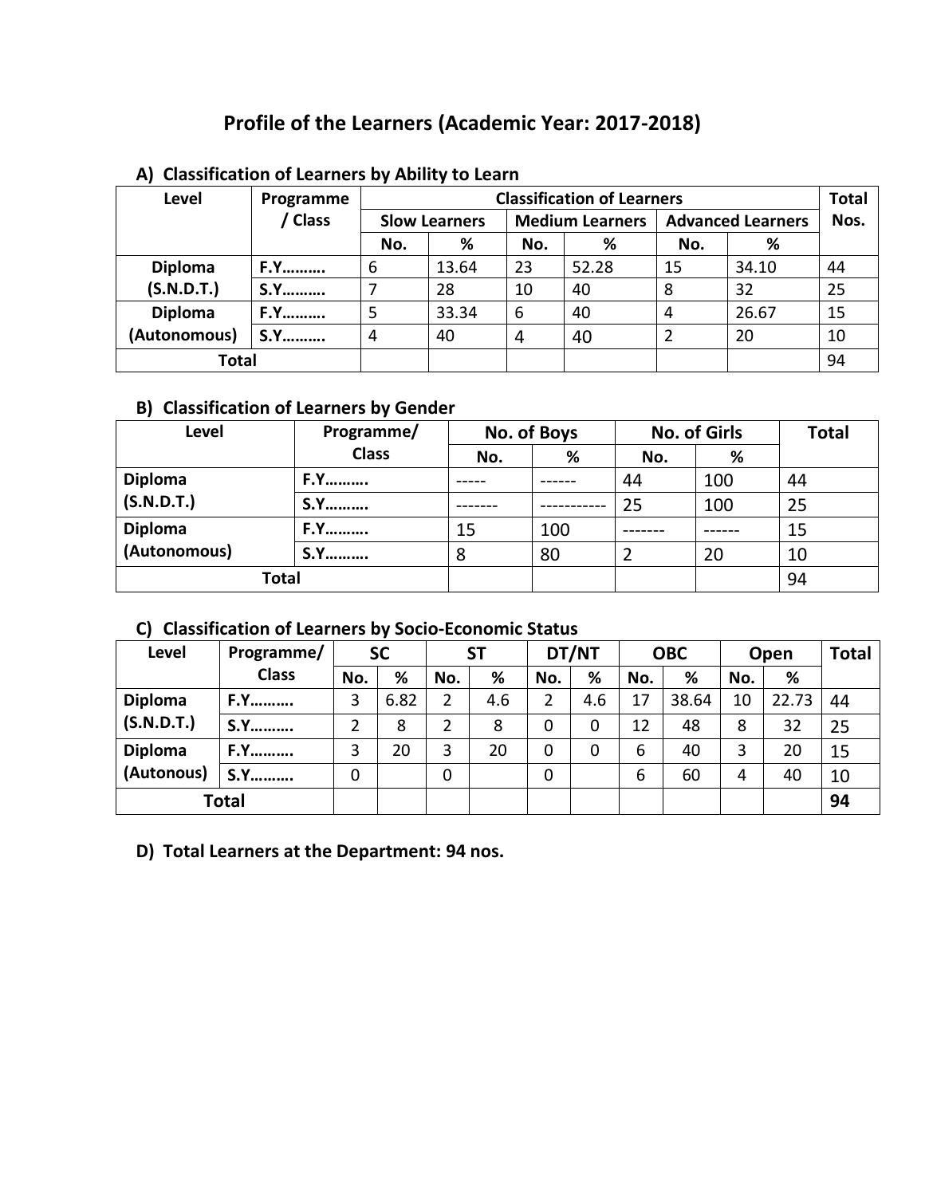# Profile of the Learners (Academic Year: 2017-2018)

## A) Classification of Learners by Ability to Learn

| Level | Programme / Class | Classification of Learners | | | | | | Total Nos. |
|---|---|---|---|---|---|---|---|---|
| | | Slow Learners | | Medium Learners | | Advanced Learners | | |
| | | No. | % | No. | % | No. | % | |
| Diploma (S.N.D.T.) | F.Y………. | 6 | 13.64 | 23 | 52.28 | 15 | 34.10 | 44 |
| | S.Y………. | 7 | 28 | 10 | 40 | 8 | 32 | 25 |
| Diploma (Autonomous) | F.Y………. | 5 | 33.34 | 6 | 40 | 4 | 26.67 | 15 |
| | S.Y………. | 4 | 40 | 4 | 40 | 2 | 20 | 10 |
| Total | | | | | | | | 94 |

## B) Classification of Learners by Gender

| Level | Programme/ Class | No. of Boys | | No. of Girls | | Total |
|---|---|---|---|---|---|---|
| | | No. | % | No. | % | |
| Diploma (S.N.D.T.) | F.Y………. | ----- | ------ | 44 | 100 | 44 |
| | S.Y………. | ------- | ----------- | 25 | 100 | 25 |
| Diploma (Autonomous) | F.Y………. | 15 | 100 | ------- | ------ | 15 |
| | S.Y………. | 8 | 80 | 2 | 20 | 10 |
| Total | | | | | | 94 |

## C) Classification of Learners by Socio-Economic Status

| Level | Programme/ Class | SC | | ST | | DT/NT | | OBC | | Open | | Total |
|---|---|---|---|---|---|---|---|---|---|---|---|---|
| | | No. | % | No. | % | No. | % | No. | % | No. | % | |
| Diploma (S.N.D.T.) | F.Y………. | 3 | 6.82 | 2 | 4.6 | 2 | 4.6 | 17 | 38.64 | 10 | 22.73 | 44 |
| | S.Y………. | 2 | 8 | 2 | 8 | 0 | 0 | 12 | 48 | 8 | 32 | 25 |
| Diploma (Autonous) | F.Y………. | 3 | 20 | 3 | 20 | 0 | 0 | 6 | 40 | 3 | 20 | 15 |
| | S.Y………. | 0 | | 0 | | 0 | | 6 | 60 | 4 | 40 | 10 |
| Total | | | | | | | | | | | | **94** |

## D) Total Learners at the Department: 94 nos.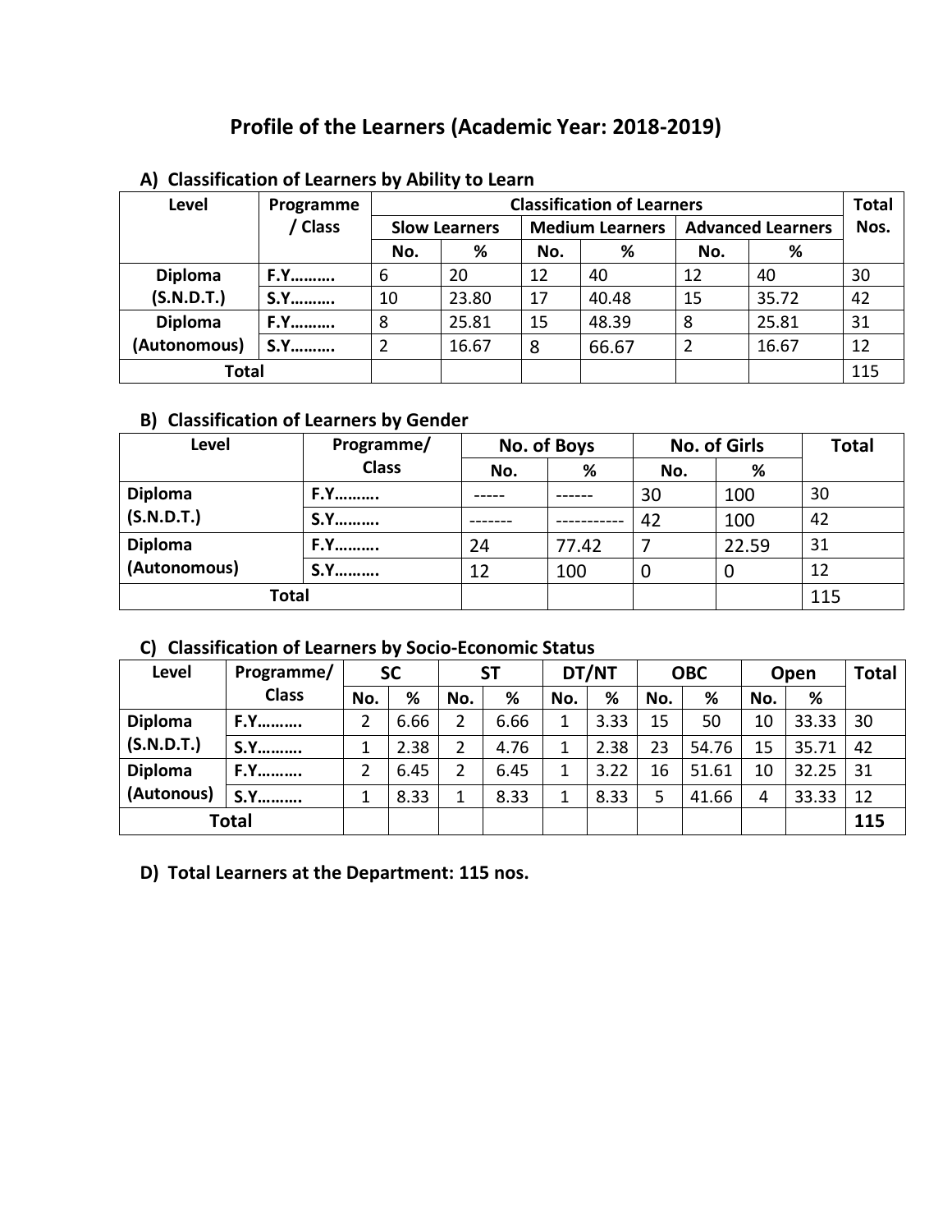## Profile of the Learners (Academic Year: 2018-2019)

### A) Classification of Learners by Ability to Learn

| Level | Programme / Class | Classification of Learners | | | | | | Total Nos. |
|---|---|---|---|---|---|---|---|---|
| | | Slow Learners | | Medium Learners | | Advanced Learners | | |
| | | No. | % | No. | % | No. | % | |
| Diploma (S.N.D.T.) | F.Y……… | 6 | 20 | 12 | 40 | 12 | 40 | 30 |
| | S.Y……… | 10 | 23.80 | 17 | 40.48 | 15 | 35.72 | 42 |
| Diploma (Autonomous) | F.Y……… | 8 | 25.81 | 15 | 48.39 | 8 | 25.81 | 31 |
| | S.Y……… | 2 | 16.67 | 8 | 66.67 | 2 | 16.67 | 12 |
| Total | | | | | | | | 115 |

### B) Classification of Learners by Gender

| Level | Programme/ Class | No. of Boys | | No. of Girls | | Total |
|---|---|---|---|---|---|---|
| | | No. | % | No. | % | |
| Diploma (S.N.D.T.) | F.Y………. | ----- | ------ | 30 | 100 | 30 |
| | S.Y………. | ------- | ----------- | 42 | 100 | 42 |
| Diploma (Autonomous) | F.Y………. | 24 | 77.42 | 7 | 22.59 | 31 |
| | S.Y………. | 12 | 100 | 0 | 0 | 12 |
| Total | | | | | | 115 |

### C) Classification of Learners by Socio-Economic Status

| Level | Programme/ Class | SC | | ST | | DT/NT | | OBC | | Open | | Total |
|---|---|---|---|---|---|---|---|---|---|---|---|---|
| | | No. | % | No. | % | No. | % | No. | % | No. | % | |
| Diploma (S.N.D.T.) | F.Y………. | 2 | 6.66 | 2 | 6.66 | 1 | 3.33 | 15 | 50 | 10 | 33.33 | 30 |
| | S.Y………. | 1 | 2.38 | 2 | 4.76 | 1 | 2.38 | 23 | 54.76 | 15 | 35.71 | 42 |
| Diploma (Autonous) | F.Y………. | 2 | 6.45 | 2 | 6.45 | 1 | 3.22 | 16 | 51.61 | 10 | 32.25 | 31 |
| | S.Y………. | 1 | 8.33 | 1 | 8.33 | 1 | 8.33 | 5 | 41.66 | 4 | 33.33 | 12 |
| Total | | | | | | | | | | | | **115** |

### D) Total Learners at the Department: 115 nos.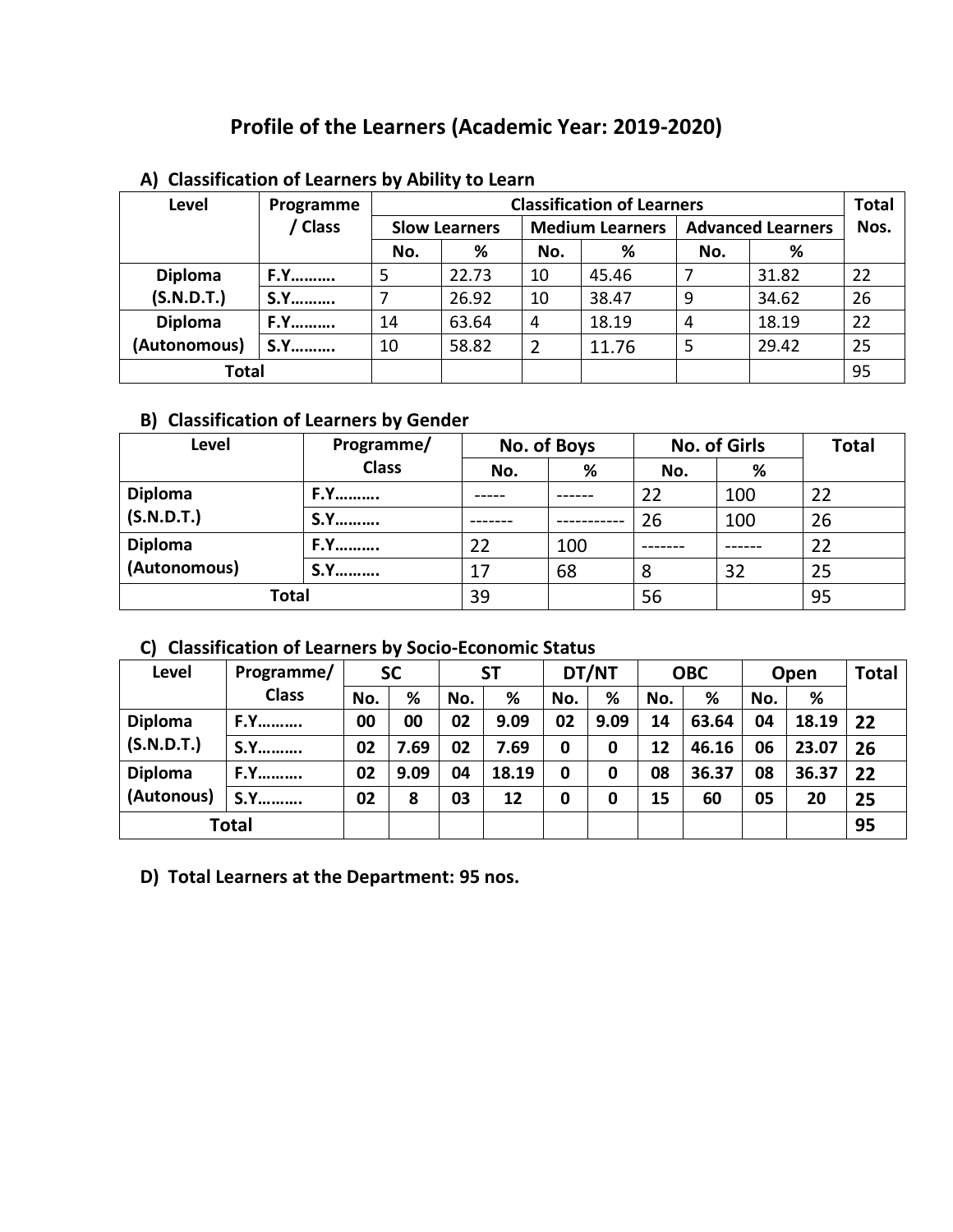# Profile of the Learners (Academic Year: 2019-2020)

## A) Classification of Learners by Ability to Learn

| Level | Programme / Class | Classification of Learners | | | | | | Total Nos. |
|---|---|---|---|---|---|---|---|---|
| | | Slow Learners | | Medium Learners | | Advanced Learners | | |
| | | No. | % | No. | % | No. | % | |
| Diploma (S.N.D.T.) | F.Y………. | 5 | 22.73 | 10 | 45.46 | 7 | 31.82 | 22 |
| | S.Y………. | 7 | 26.92 | 10 | 38.47 | 9 | 34.62 | 26 |
| Diploma (Autonomous) | F.Y………. | 14 | 63.64 | 4 | 18.19 | 4 | 18.19 | 22 |
| | S.Y………. | 10 | 58.82 | 2 | 11.76 | 5 | 29.42 | 25 |
| Total | | | | | | | | 95 |

## B) Classification of Learners by Gender

| Level | Programme/ Class | No. of Boys | | No. of Girls | | Total |
|---|---|---|---|---|---|---|
| | | No. | % | No. | % | |
| Diploma (S.N.D.T.) | F.Y………. | ----- | ------ | 22 | 100 | 22 |
| | S.Y………. | ------- | ----------- | 26 | 100 | 26 |
| Diploma (Autonomous) | F.Y………. | 22 | 100 | ------- | ------ | 22 |
| | S.Y………. | 17 | 68 | 8 | 32 | 25 |
| Total | | 39 | | 56 | | 95 |

## C) Classification of Learners by Socio-Economic Status

| Level | Programme/ Class | SC | | ST | | DT/NT | | OBC | | Open | | Total |
|---|---|---|---|---|---|---|---|---|---|---|---|---|
| | | No. | % | No. | % | No. | % | No. | % | No. | % | |
| Diploma (S.N.D.T.) | F.Y………. | 00 | 00 | 02 | 9.09 | 02 | 9.09 | 14 | 63.64 | 04 | 18.19 | 22 |
| | S.Y………. | 02 | 7.69 | 02 | 7.69 | 0 | 0 | 12 | 46.16 | 06 | 23.07 | 26 |
| Diploma (Autonous) | F.Y………. | 02 | 9.09 | 04 | 18.19 | 0 | 0 | 08 | 36.37 | 08 | 36.37 | 22 |
| | S.Y………. | 02 | 8 | 03 | 12 | 0 | 0 | 15 | 60 | 05 | 20 | 25 |
| Total | | | | | | | | | | | | 95 |

## D) Total Learners at the Department: 95 nos.